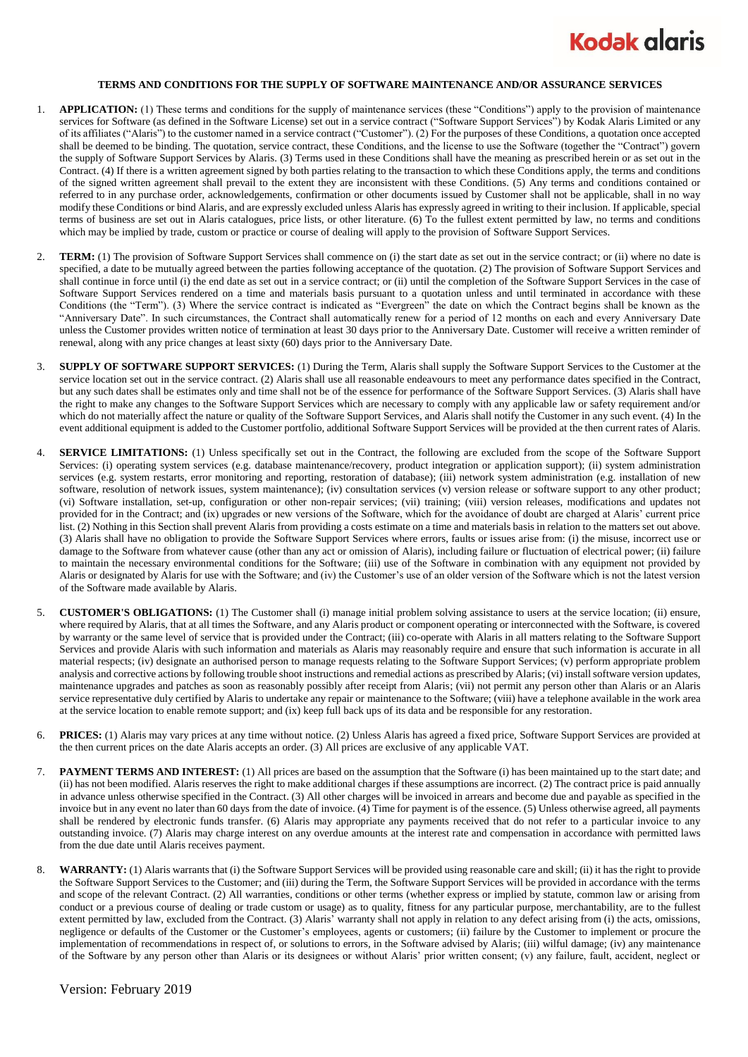# TERMS AND CONDITIONS FOR THE SUPPLY OF SOFTWARE MAINTENANCE AND/OR ASSURANCE SERVICES

1. **APPLICATION:** (1) These terms and conditions for the supply of maintenance services (these "Conditions") apply to the provision of maintenance services for Software (as defined in the Software License) set out in a service contract ("Software Support Services") by Kodak Alaris Limited or any of its affiliates ("Alaris") to the customer named in a service contract ("Customer"). (2) For the purposes of these Conditions, a quotation once accepted shall be deemed to be binding. The quotation, service contract, these Conditions, and the license to use the Software (together the "Contract") govern the supply of Software Support Services by Alaris. (3) Terms used in these Conditions shall have the meaning as prescribed herein or as set out in the Contract. (4) If there is a written agreement signed by both parties relating to the transaction to which these Conditions apply, the terms and conditions of the signed written agreement shall prevail to the extent they are inconsistent with these Conditions. (5) Any terms and conditions contained or referred to in any purchase order, acknowledgements, confirmation or other documents issued by Customer shall not be applicable, shall in no way modify these Conditions or bind Alaris, and are expressly excluded unless Alaris has expressly agreed in writing to their inclusion. If applicable, special terms of business are set out in Alaris catalogues, price lists, or other literature. (6) To the fullest extent permitted by law, no terms and conditions which may be implied by trade, custom or practice or course of dealing will apply to the provision of Software Support Services.

2. **TERM:** (1) The provision of Software Support Services shall commence on (i) the start date as set out in the service contract; or (ii) where no date is specified, a date to be mutually agreed between the parties following acceptance of the quotation. (2) The provision of Software Support Services and shall continue in force until (i) the end date as set out in a service contract; or (ii) until the completion of the Software Support Services in the case of Software Support Services rendered on a time and materials basis pursuant to a quotation unless and until terminated in accordance with these Conditions (the "Term"). (3) Where the service contract is indicated as "Evergreen" the date on which the Contract begins shall be known as the "Anniversary Date". In such circumstances, the Contract shall automatically renew for a period of 12 months on each and every Anniversary Date unless the Customer provides written notice of termination at least 30 days prior to the Anniversary Date. Customer will receive a written reminder of renewal, along with any price changes at least sixty (60) days prior to the Anniversary Date.

3. **SUPPLY OF SOFTWARE SUPPORT SERVICES:** (1) During the Term, Alaris shall supply the Software Support Services to the Customer at the service location set out in the service contract. (2) Alaris shall use all reasonable endeavours to meet any performance dates specified in the Contract, but any such dates shall be estimates only and time shall not be of the essence for performance of the Software Support Services. (3) Alaris shall have the right to make any changes to the Software Support Services which are necessary to comply with any applicable law or safety requirement and/or which do not materially affect the nature or quality of the Software Support Services, and Alaris shall notify the Customer in any such event. (4) In the event additional equipment is added to the Customer portfolio, additional Software Support Services will be provided at the then current rates of Alaris.

4. **SERVICE LIMITATIONS:** (1) Unless specifically set out in the Contract, the following are excluded from the scope of the Software Support Services: (i) operating system services (e.g. database maintenance/recovery, product integration or application support); (ii) system administration services (e.g. system restarts, error monitoring and reporting, restoration of database); (iii) network system administration (e.g. installation of new software, resolution of network issues, system maintenance); (iv) consultation services (v) version release or software support to any other product; (vi) Software installation, set-up, configuration or other non-repair services; (vii) training; (viii) version releases, modifications and updates not provided for in the Contract; and (ix) upgrades or new versions of the Software, which for the avoidance of doubt are charged at Alaris' current price list. (2) Nothing in this Section shall prevent Alaris from providing a costs estimate on a time and materials basis in relation to the matters set out above. (3) Alaris shall have no obligation to provide the Software Support Services where errors, faults or issues arise from: (i) the misuse, incorrect use or damage to the Software from whatever cause (other than any act or omission of Alaris), including failure or fluctuation of electrical power; (ii) failure to maintain the necessary environmental conditions for the Software; (iii) use of the Software in combination with any equipment not provided by Alaris or designated by Alaris for use with the Software; and (iv) the Customer's use of an older version of the Software which is not the latest version of the Software made available by Alaris.

5. **CUSTOMER'S OBLIGATIONS:** (1) The Customer shall (i) manage initial problem solving assistance to users at the service location; (ii) ensure, where required by Alaris, that at all times the Software, and any Alaris product or component operating or interconnected with the Software, is covered by warranty or the same level of service that is provided under the Contract; (iii) co-operate with Alaris in all matters relating to the Software Support Services and provide Alaris with such information and materials as Alaris may reasonably require and ensure that such information is accurate in all material respects; (iv) designate an authorised person to manage requests relating to the Software Support Services; (v) perform appropriate problem analysis and corrective actions by following trouble shoot instructions and remedial actions as prescribed by Alaris; (vi) install software version updates, maintenance upgrades and patches as soon as reasonably possibly after receipt from Alaris; (vii) not permit any person other than Alaris or an Alaris service representative duly certified by Alaris to undertake any repair or maintenance to the Software; (viii) have a telephone available in the work area at the service location to enable remote support; and (ix) keep full back ups of its data and be responsible for any restoration.

6. **PRICES:** (1) Alaris may vary prices at any time without notice. (2) Unless Alaris has agreed a fixed price, Software Support Services are provided at the then current prices on the date Alaris accepts an order. (3) All prices are exclusive of any applicable VAT.

7. **PAYMENT TERMS AND INTEREST:** (1) All prices are based on the assumption that the Software (i) has been maintained up to the start date; and (ii) has not been modified. Alaris reserves the right to make additional charges if these assumptions are incorrect. (2) The contract price is paid annually in advance unless otherwise specified in the Contract. (3) All other charges will be invoiced in arrears and become due and payable as specified in the invoice but in any event no later than 60 days from the date of invoice. (4) Time for payment is of the essence. (5) Unless otherwise agreed, all payments shall be rendered by electronic funds transfer. (6) Alaris may appropriate any payments received that do not refer to a particular invoice to any outstanding invoice. (7) Alaris may charge interest on any overdue amounts at the interest rate and compensation in accordance with permitted laws from the due date until Alaris receives payment.

8. **WARRANTY:** (1) Alaris warrants that (i) the Software Support Services will be provided using reasonable care and skill; (ii) it has the right to provide the Software Support Services to the Customer; and (iii) during the Term, the Software Support Services will be provided in accordance with the terms and scope of the relevant Contract. (2) All warranties, conditions or other terms (whether express or implied by statute, common law or arising from conduct or a previous course of dealing or trade custom or usage) as to quality, fitness for any particular purpose, merchantability, are to the fullest extent permitted by law, excluded from the Contract. (3) Alaris' warranty shall not apply in relation to any defect arising from (i) the acts, omissions, negligence or defaults of the Customer or the Customer's employees, agents or customers; (ii) failure by the Customer to implement or procure the implementation of recommendations in respect of, or solutions to errors, in the Software advised by Alaris; (iii) wilful damage; (iv) any maintenance of the Software by any person other than Alaris or its designees or without Alaris' prior written consent; (v) any failure, fault, accident, neglect or

Version: February 2019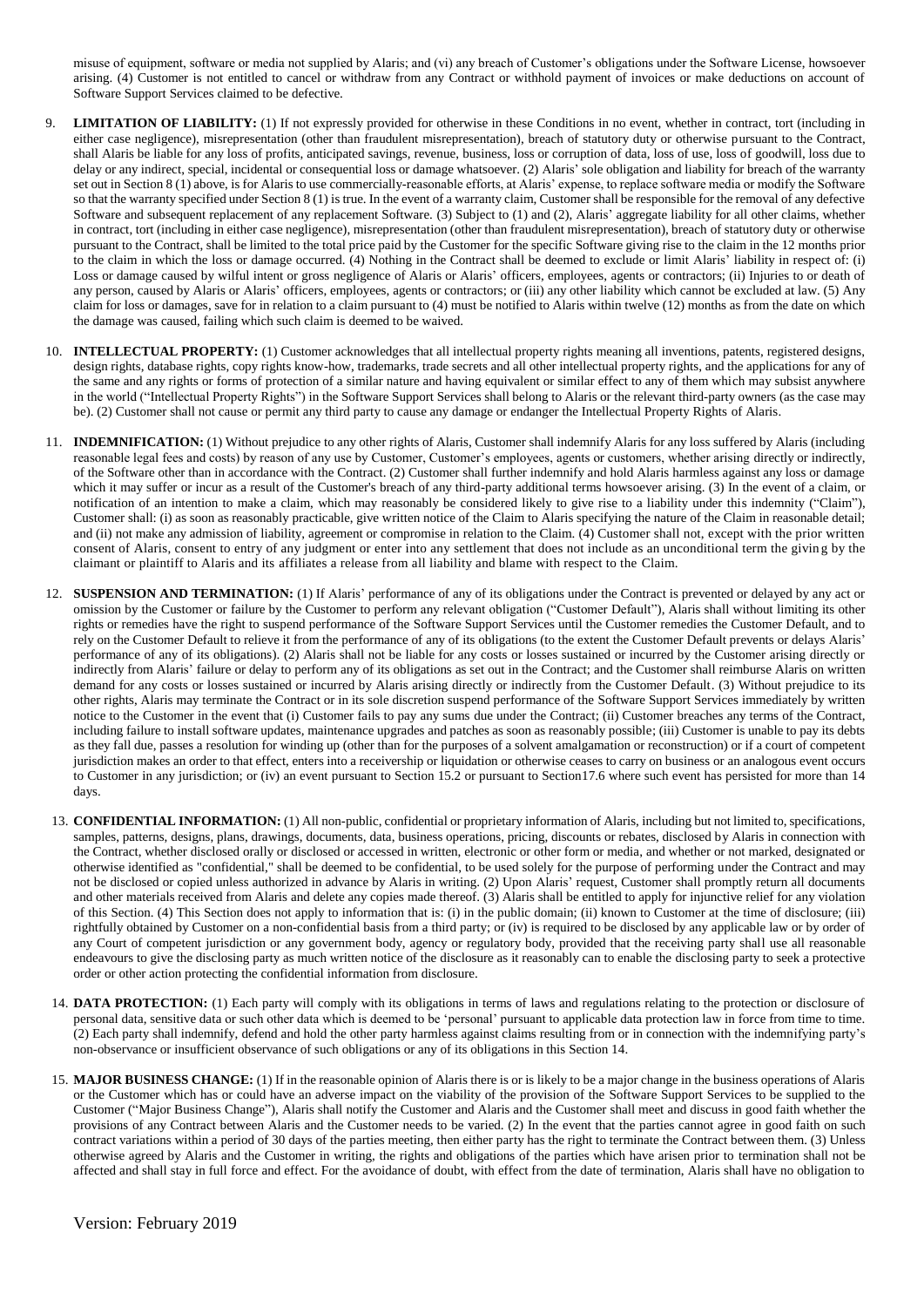misuse of equipment, software or media not supplied by Alaris; and (vi) any breach of Customer's obligations under the Software License, howsoever arising. (4) Customer is not entitled to cancel or withdraw from any Contract or withhold payment of invoices or make deductions on account of Software Support Services claimed to be defective.

9. **LIMITATION OF LIABILITY:** (1) If not expressly provided for otherwise in these Conditions in no event, whether in contract, tort (including in either case negligence), misrepresentation (other than fraudulent misrepresentation), breach of statutory duty or otherwise pursuant to the Contract, shall Alaris be liable for any loss of profits, anticipated savings, revenue, business, loss or corruption of data, loss of use, loss of goodwill, loss due to delay or any indirect, special, incidental or consequential loss or damage whatsoever. (2) Alaris' sole obligation and liability for breach of the warranty set out in Section 8 (1) above, is for Alaris to use commercially-reasonable efforts, at Alaris' expense, to replace software media or modify the Software so that the warranty specified under Section 8 (1) is true. In the event of a warranty claim, Customer shall be responsible for the removal of any defective Software and subsequent replacement of any replacement Software. (3) Subject to (1) and (2), Alaris' aggregate liability for all other claims, whether in contract, tort (including in either case negligence), misrepresentation (other than fraudulent misrepresentation), breach of statutory duty or otherwise pursuant to the Contract, shall be limited to the total price paid by the Customer for the specific Software giving rise to the claim in the 12 months prior to the claim in which the loss or damage occurred. (4) Nothing in the Contract shall be deemed to exclude or limit Alaris' liability in respect of: (i) Loss or damage caused by wilful intent or gross negligence of Alaris or Alaris' officers, employees, agents or contractors; (ii) Injuries to or death of any person, caused by Alaris or Alaris' officers, employees, agents or contractors; or (iii) any other liability which cannot be excluded at law. (5) Any claim for loss or damages, save for in relation to a claim pursuant to (4) must be notified to Alaris within twelve (12) months as from the date on which the damage was caused, failing which such claim is deemed to be waived.

10. **INTELLECTUAL PROPERTY:** (1) Customer acknowledges that all intellectual property rights meaning all inventions, patents, registered designs, design rights, database rights, copy rights know-how, trademarks, trade secrets and all other intellectual property rights, and the applications for any of the same and any rights or forms of protection of a similar nature and having equivalent or similar effect to any of them which may subsist anywhere in the world ("Intellectual Property Rights") in the Software Support Services shall belong to Alaris or the relevant third-party owners (as the case may be). (2) Customer shall not cause or permit any third party to cause any damage or endanger the Intellectual Property Rights of Alaris.

11. **INDEMNIFICATION:** (1) Without prejudice to any other rights of Alaris, Customer shall indemnify Alaris for any loss suffered by Alaris (including reasonable legal fees and costs) by reason of any use by Customer, Customer's employees, agents or customers, whether arising directly or indirectly, of the Software other than in accordance with the Contract. (2) Customer shall further indemnify and hold Alaris harmless against any loss or damage which it may suffer or incur as a result of the Customer's breach of any third-party additional terms howsoever arising. (3) In the event of a claim, or notification of an intention to make a claim, which may reasonably be considered likely to give rise to a liability under this indemnity ("Claim"), Customer shall: (i) as soon as reasonably practicable, give written notice of the Claim to Alaris specifying the nature of the Claim in reasonable detail; and (ii) not make any admission of liability, agreement or compromise in relation to the Claim. (4) Customer shall not, except with the prior written consent of Alaris, consent to entry of any judgment or enter into any settlement that does not include as an unconditional term the giving by the claimant or plaintiff to Alaris and its affiliates a release from all liability and blame with respect to the Claim.

12. **SUSPENSION AND TERMINATION:** (1) If Alaris' performance of any of its obligations under the Contract is prevented or delayed by any act or omission by the Customer or failure by the Customer to perform any relevant obligation ("Customer Default"), Alaris shall without limiting its other rights or remedies have the right to suspend performance of the Software Support Services until the Customer remedies the Customer Default, and to rely on the Customer Default to relieve it from the performance of any of its obligations (to the extent the Customer Default prevents or delays Alaris' performance of any of its obligations). (2) Alaris shall not be liable for any costs or losses sustained or incurred by the Customer arising directly or indirectly from Alaris' failure or delay to perform any of its obligations as set out in the Contract; and the Customer shall reimburse Alaris on written demand for any costs or losses sustained or incurred by Alaris arising directly or indirectly from the Customer Default. (3) Without prejudice to its other rights, Alaris may terminate the Contract or in its sole discretion suspend performance of the Software Support Services immediately by written notice to the Customer in the event that (i) Customer fails to pay any sums due under the Contract; (ii) Customer breaches any terms of the Contract, including failure to install software updates, maintenance upgrades and patches as soon as reasonably possible; (iii) Customer is unable to pay its debts as they fall due, passes a resolution for winding up (other than for the purposes of a solvent amalgamation or reconstruction) or if a court of competent jurisdiction makes an order to that effect, enters into a receivership or liquidation or otherwise ceases to carry on business or an analogous event occurs to Customer in any jurisdiction; or (iv) an event pursuant to Section 15.2 or pursuant to Section17.6 where such event has persisted for more than 14 days.

13. **CONFIDENTIAL INFORMATION:** (1) All non-public, confidential or proprietary information of Alaris, including but not limited to, specifications, samples, patterns, designs, plans, drawings, documents, data, business operations, pricing, discounts or rebates, disclosed by Alaris in connection with the Contract, whether disclosed orally or disclosed or accessed in written, electronic or other form or media, and whether or not marked, designated or otherwise identified as "confidential," shall be deemed to be confidential, to be used solely for the purpose of performing under the Contract and may not be disclosed or copied unless authorized in advance by Alaris in writing. (2) Upon Alaris' request, Customer shall promptly return all documents and other materials received from Alaris and delete any copies made thereof. (3) Alaris shall be entitled to apply for injunctive relief for any violation of this Section. (4) This Section does not apply to information that is: (i) in the public domain; (ii) known to Customer at the time of disclosure; (iii) rightfully obtained by Customer on a non-confidential basis from a third party; or (iv) is required to be disclosed by any applicable law or by order of any Court of competent jurisdiction or any government body, agency or regulatory body, provided that the receiving party shall use all reasonable endeavours to give the disclosing party as much written notice of the disclosure as it reasonably can to enable the disclosing party to seek a protective order or other action protecting the confidential information from disclosure.

14. **DATA PROTECTION:** (1) Each party will comply with its obligations in terms of laws and regulations relating to the protection or disclosure of personal data, sensitive data or such other data which is deemed to be 'personal' pursuant to applicable data protection law in force from time to time. (2) Each party shall indemnify, defend and hold the other party harmless against claims resulting from or in connection with the indemnifying party's non-observance or insufficient observance of such obligations or any of its obligations in this Section 14.

15. **MAJOR BUSINESS CHANGE:** (1) If in the reasonable opinion of Alaris there is or is likely to be a major change in the business operations of Alaris or the Customer which has or could have an adverse impact on the viability of the provision of the Software Support Services to be supplied to the Customer ("Major Business Change"), Alaris shall notify the Customer and Alaris and the Customer shall meet and discuss in good faith whether the provisions of any Contract between Alaris and the Customer needs to be varied. (2) In the event that the parties cannot agree in good faith on such contract variations within a period of 30 days of the parties meeting, then either party has the right to terminate the Contract between them. (3) Unless otherwise agreed by Alaris and the Customer in writing, the rights and obligations of the parties which have arisen prior to termination shall not be affected and shall stay in full force and effect. For the avoidance of doubt, with effect from the date of termination, Alaris shall have no obligation to

Version: February 2019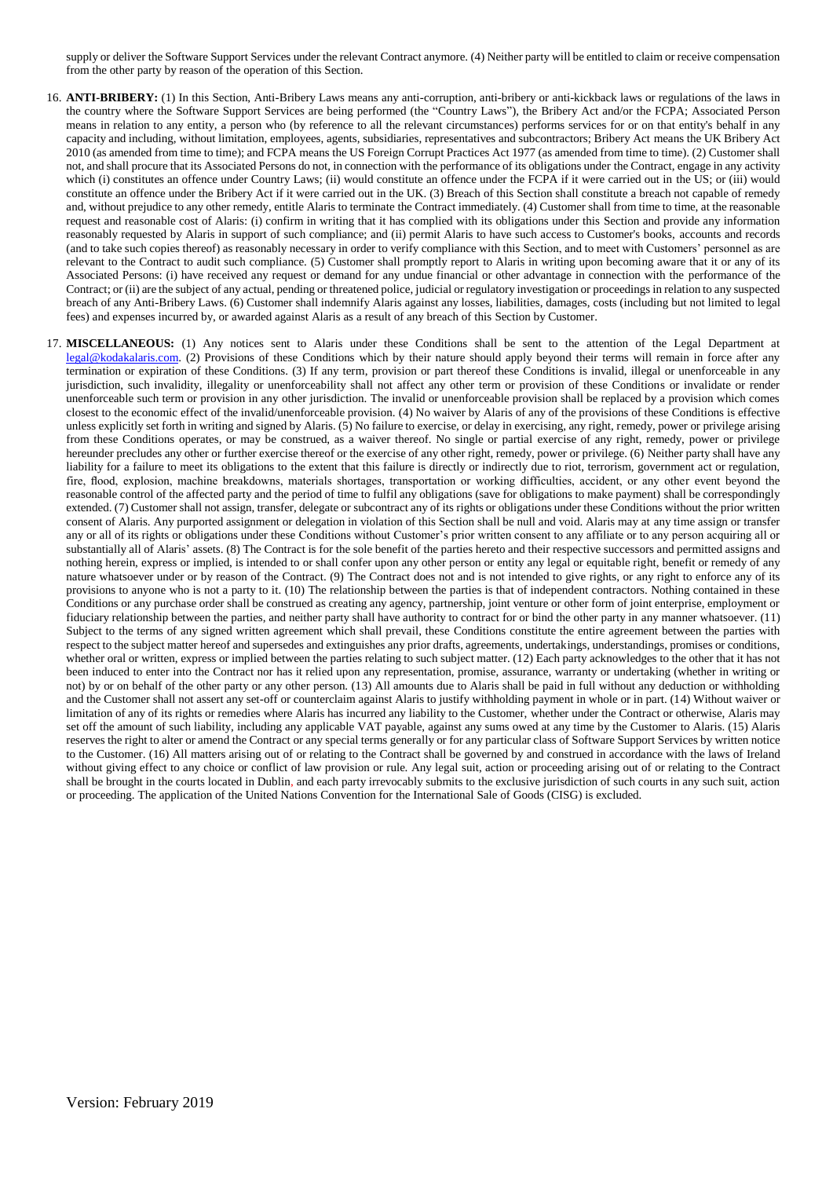supply or deliver the Software Support Services under the relevant Contract anymore. (4) Neither party will be entitled to claim or receive compensation from the other party by reason of the operation of this Section.

16. **ANTI-BRIBERY:** (1) In this Section, Anti-Bribery Laws means any anti-corruption, anti-bribery or anti-kickback laws or regulations of the laws in the country where the Software Support Services are being performed (the "Country Laws"), the Bribery Act and/or the FCPA; Associated Person means in relation to any entity, a person who (by reference to all the relevant circumstances) performs services for or on that entity's behalf in any capacity and including, without limitation, employees, agents, subsidiaries, representatives and subcontractors; Bribery Act means the UK Bribery Act 2010 (as amended from time to time); and FCPA means the US Foreign Corrupt Practices Act 1977 (as amended from time to time). (2) Customer shall not, and shall procure that its Associated Persons do not, in connection with the performance of its obligations under the Contract, engage in any activity which (i) constitutes an offence under Country Laws; (ii) would constitute an offence under the FCPA if it were carried out in the US; or (iii) would constitute an offence under the Bribery Act if it were carried out in the UK. (3) Breach of this Section shall constitute a breach not capable of remedy and, without prejudice to any other remedy, entitle Alaris to terminate the Contract immediately. (4) Customer shall from time to time, at the reasonable request and reasonable cost of Alaris: (i) confirm in writing that it has complied with its obligations under this Section and provide any information reasonably requested by Alaris in support of such compliance; and (ii) permit Alaris to have such access to Customer's books, accounts and records (and to take such copies thereof) as reasonably necessary in order to verify compliance with this Section, and to meet with Customers' personnel as are relevant to the Contract to audit such compliance. (5) Customer shall promptly report to Alaris in writing upon becoming aware that it or any of its Associated Persons: (i) have received any request or demand for any undue financial or other advantage in connection with the performance of the Contract; or (ii) are the subject of any actual, pending or threatened police, judicial or regulatory investigation or proceedings in relation to any suspected breach of any Anti-Bribery Laws. (6) Customer shall indemnify Alaris against any losses, liabilities, damages, costs (including but not limited to legal fees) and expenses incurred by, or awarded against Alaris as a result of any breach of this Section by Customer.

17. **MISCELLANEOUS:** (1) Any notices sent to Alaris under these Conditions shall be sent to the attention of the Legal Department at legal@kodakalaris.com. (2) Provisions of these Conditions which by their nature should apply beyond their terms will remain in force after any termination or expiration of these Conditions. (3) If any term, provision or part thereof these Conditions is invalid, illegal or unenforceable in any jurisdiction, such invalidity, illegality or unenforceability shall not affect any other term or provision of these Conditions or invalidate or render unenforceable such term or provision in any other jurisdiction. The invalid or unenforceable provision shall be replaced by a provision which comes closest to the economic effect of the invalid/unenforceable provision. (4) No waiver by Alaris of any of the provisions of these Conditions is effective unless explicitly set forth in writing and signed by Alaris. (5) No failure to exercise, or delay in exercising, any right, remedy, power or privilege arising from these Conditions operates, or may be construed, as a waiver thereof. No single or partial exercise of any right, remedy, power or privilege hereunder precludes any other or further exercise thereof or the exercise of any other right, remedy, power or privilege. (6) Neither party shall have any liability for a failure to meet its obligations to the extent that this failure is directly or indirectly due to riot, terrorism, government act or regulation, fire, flood, explosion, machine breakdowns, materials shortages, transportation or working difficulties, accident, or any other event beyond the reasonable control of the affected party and the period of time to fulfil any obligations (save for obligations to make payment) shall be correspondingly extended. (7) Customer shall not assign, transfer, delegate or subcontract any of its rights or obligations under these Conditions without the prior written consent of Alaris. Any purported assignment or delegation in violation of this Section shall be null and void. Alaris may at any time assign or transfer any or all of its rights or obligations under these Conditions without Customer's prior written consent to any affiliate or to any person acquiring all or substantially all of Alaris' assets. (8) The Contract is for the sole benefit of the parties hereto and their respective successors and permitted assigns and nothing herein, express or implied, is intended to or shall confer upon any other person or entity any legal or equitable right, benefit or remedy of any nature whatsoever under or by reason of the Contract. (9) The Contract does not and is not intended to give rights, or any right to enforce any of its provisions to anyone who is not a party to it. (10) The relationship between the parties is that of independent contractors. Nothing contained in these Conditions or any purchase order shall be construed as creating any agency, partnership, joint venture or other form of joint enterprise, employment or fiduciary relationship between the parties, and neither party shall have authority to contract for or bind the other party in any manner whatsoever. (11) Subject to the terms of any signed written agreement which shall prevail, these Conditions constitute the entire agreement between the parties with respect to the subject matter hereof and supersedes and extinguishes any prior drafts, agreements, undertakings, understandings, promises or conditions, whether oral or written, express or implied between the parties relating to such subject matter. (12) Each party acknowledges to the other that it has not been induced to enter into the Contract nor has it relied upon any representation, promise, assurance, warranty or undertaking (whether in writing or not) by or on behalf of the other party or any other person. (13) All amounts due to Alaris shall be paid in full without any deduction or withholding and the Customer shall not assert any set-off or counterclaim against Alaris to justify withholding payment in whole or in part. (14) Without waiver or limitation of any of its rights or remedies where Alaris has incurred any liability to the Customer, whether under the Contract or otherwise, Alaris may set off the amount of such liability, including any applicable VAT payable, against any sums owed at any time by the Customer to Alaris. (15) Alaris reserves the right to alter or amend the Contract or any special terms generally or for any particular class of Software Support Services by written notice to the Customer. (16) All matters arising out of or relating to the Contract shall be governed by and construed in accordance with the laws of Ireland without giving effect to any choice or conflict of law provision or rule. Any legal suit, action or proceeding arising out of or relating to the Contract shall be brought in the courts located in Dublin, and each party irrevocably submits to the exclusive jurisdiction of such courts in any such suit, action or proceeding. The application of the United Nations Convention for the International Sale of Goods (CISG) is excluded.

Version: February 2019